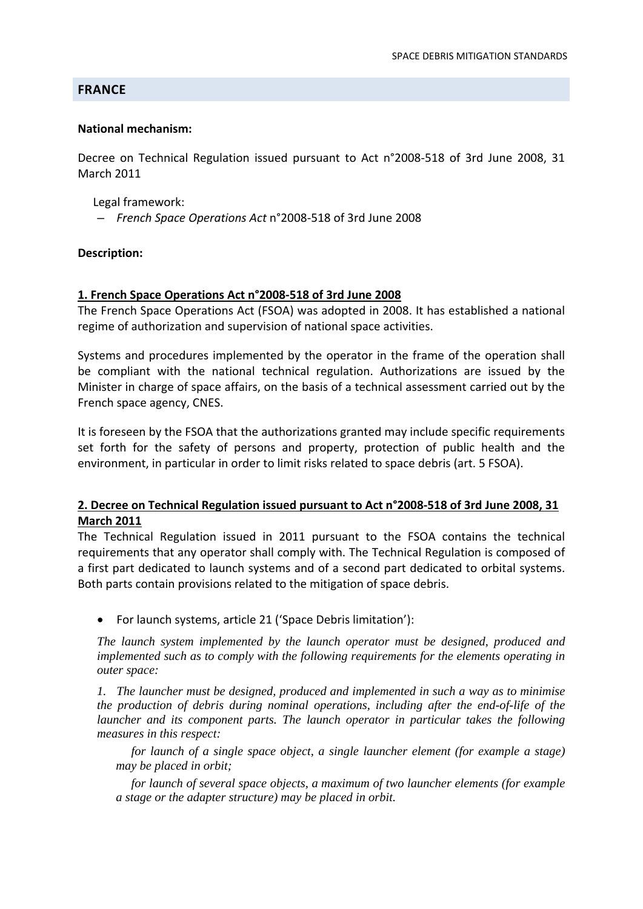## FRANCE

**National mechanism:**

Decree on Technical Regulation issued pursuant to Act n°2008-518 of 3rd June 2008, 31 March 2011

Legal framework:

– *French Space Operations Act* n°2008-518 of 3rd June 2008

**Description:**

**1. French Space Operations Act n°2008-518 of 3rd June 2008**

The French Space Operations Act (FSOA) was adopted in 2008. It has established a national regime of authorization and supervision of national space activities.

Systems and procedures implemented by the operator in the frame of the operation shall be compliant with the national technical regulation. Authorizations are issued by the Minister in charge of space affairs, on the basis of a technical assessment carried out by the French space agency, CNES.

It is foreseen by the FSOA that the authorizations granted may include specific requirements set forth for the safety of persons and property, protection of public health and the environment, in particular in order to limit risks related to space debris (art. 5 FSOA).

**2. Decree on Technical Regulation issued pursuant to Act n°2008-518 of 3rd June 2008, 31 March 2011**

The Technical Regulation issued in 2011 pursuant to the FSOA contains the technical requirements that any operator shall comply with. The Technical Regulation is composed of a first part dedicated to launch systems and of a second part dedicated to orbital systems. Both parts contain provisions related to the mitigation of space debris.

- For launch systems, article 21 ('Space Debris limitation'):

*The launch system implemented by the launch operator must be designed, produced and implemented such as to comply with the following requirements for the elements operating in outer space:*

*1. The launcher must be designed, produced and implemented in such a way as to minimise the production of debris during nominal operations, including after the end-of-life of the launcher and its component parts. The launch operator in particular takes the following measures in this respect:*

*for launch of a single space object, a single launcher element (for example a stage) may be placed in orbit;*

*for launch of several space objects, a maximum of two launcher elements (for example a stage or the adapter structure) may be placed in orbit.*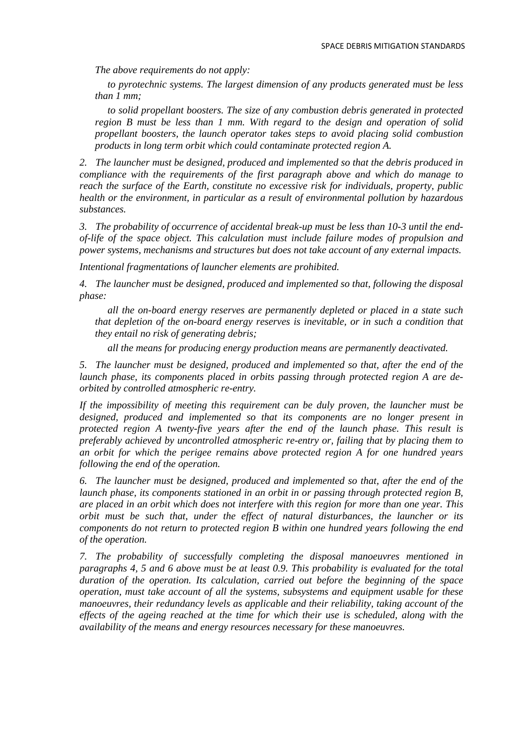*The above requirements do not apply:*

*to pyrotechnic systems. The largest dimension of any products generated must be less than 1 mm;*

*to solid propellant boosters. The size of any combustion debris generated in protected region B must be less than 1 mm. With regard to the design and operation of solid propellant boosters, the launch operator takes steps to avoid placing solid combustion products in long term orbit which could contaminate protected region A.*

*2. The launcher must be designed, produced and implemented so that the debris produced in compliance with the requirements of the first paragraph above and which do manage to reach the surface of the Earth, constitute no excessive risk for individuals, property, public health or the environment, in particular as a result of environmental pollution by hazardous substances.*

*3. The probability of occurrence of accidental break-up must be less than 10-3 until the end-of-life of the space object. This calculation must include failure modes of propulsion and power systems, mechanisms and structures but does not take account of any external impacts.*

*Intentional fragmentations of launcher elements are prohibited.*

*4. The launcher must be designed, produced and implemented so that, following the disposal phase:*

*all the on-board energy reserves are permanently depleted or placed in a state such that depletion of the on-board energy reserves is inevitable, or in such a condition that they entail no risk of generating debris;*

*all the means for producing energy production means are permanently deactivated.*

*5. The launcher must be designed, produced and implemented so that, after the end of the launch phase, its components placed in orbits passing through protected region A are de-orbited by controlled atmospheric re-entry.*

*If the impossibility of meeting this requirement can be duly proven, the launcher must be designed, produced and implemented so that its components are no longer present in protected region A twenty-five years after the end of the launch phase. This result is preferably achieved by uncontrolled atmospheric re-entry or, failing that by placing them to an orbit for which the perigee remains above protected region A for one hundred years following the end of the operation.*

*6. The launcher must be designed, produced and implemented so that, after the end of the launch phase, its components stationed in an orbit in or passing through protected region B, are placed in an orbit which does not interfere with this region for more than one year. This orbit must be such that, under the effect of natural disturbances, the launcher or its components do not return to protected region B within one hundred years following the end of the operation.*

*7. The probability of successfully completing the disposal manoeuvres mentioned in paragraphs 4, 5 and 6 above must be at least 0.9. This probability is evaluated for the total duration of the operation. Its calculation, carried out before the beginning of the space operation, must take account of all the systems, subsystems and equipment usable for these manoeuvres, their redundancy levels as applicable and their reliability, taking account of the effects of the ageing reached at the time for which their use is scheduled, along with the availability of the means and energy resources necessary for these manoeuvres.*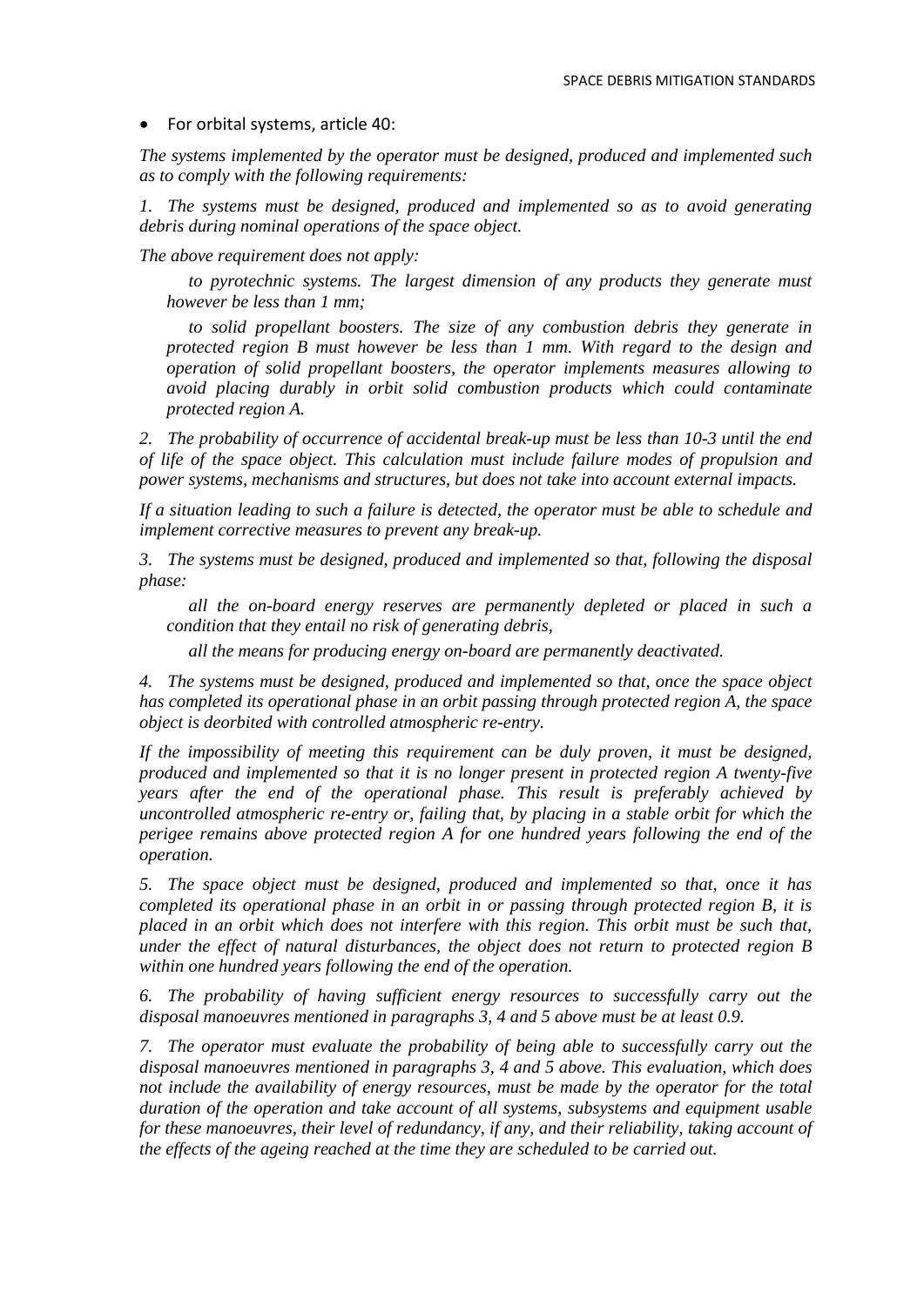- For orbital systems, article 40:

*The systems implemented by the operator must be designed, produced and implemented such as to comply with the following requirements:*

*1. The systems must be designed, produced and implemented so as to avoid generating debris during nominal operations of the space object.*

*The above requirement does not apply:*

*to pyrotechnic systems. The largest dimension of any products they generate must however be less than 1 mm;*

*to solid propellant boosters. The size of any combustion debris they generate in protected region B must however be less than 1 mm. With regard to the design and operation of solid propellant boosters, the operator implements measures allowing to avoid placing durably in orbit solid combustion products which could contaminate protected region A.*

*2. The probability of occurrence of accidental break-up must be less than 10-3 until the end of life of the space object. This calculation must include failure modes of propulsion and power systems, mechanisms and structures, but does not take into account external impacts.*

*If a situation leading to such a failure is detected, the operator must be able to schedule and implement corrective measures to prevent any break-up.*

*3. The systems must be designed, produced and implemented so that, following the disposal phase:*

*all the on-board energy reserves are permanently depleted or placed in such a condition that they entail no risk of generating debris,*

*all the means for producing energy on-board are permanently deactivated.*

*4. The systems must be designed, produced and implemented so that, once the space object has completed its operational phase in an orbit passing through protected region A, the space object is deorbited with controlled atmospheric re-entry.*

*If the impossibility of meeting this requirement can be duly proven, it must be designed, produced and implemented so that it is no longer present in protected region A twenty-five years after the end of the operational phase. This result is preferably achieved by uncontrolled atmospheric re-entry or, failing that, by placing in a stable orbit for which the perigee remains above protected region A for one hundred years following the end of the operation.*

*5. The space object must be designed, produced and implemented so that, once it has completed its operational phase in an orbit in or passing through protected region B, it is placed in an orbit which does not interfere with this region. This orbit must be such that, under the effect of natural disturbances, the object does not return to protected region B within one hundred years following the end of the operation.*

*6. The probability of having sufficient energy resources to successfully carry out the disposal manoeuvres mentioned in paragraphs 3, 4 and 5 above must be at least 0.9.*

*7. The operator must evaluate the probability of being able to successfully carry out the disposal manoeuvres mentioned in paragraphs 3, 4 and 5 above. This evaluation, which does not include the availability of energy resources, must be made by the operator for the total duration of the operation and take account of all systems, subsystems and equipment usable for these manoeuvres, their level of redundancy, if any, and their reliability, taking account of the effects of the ageing reached at the time they are scheduled to be carried out.*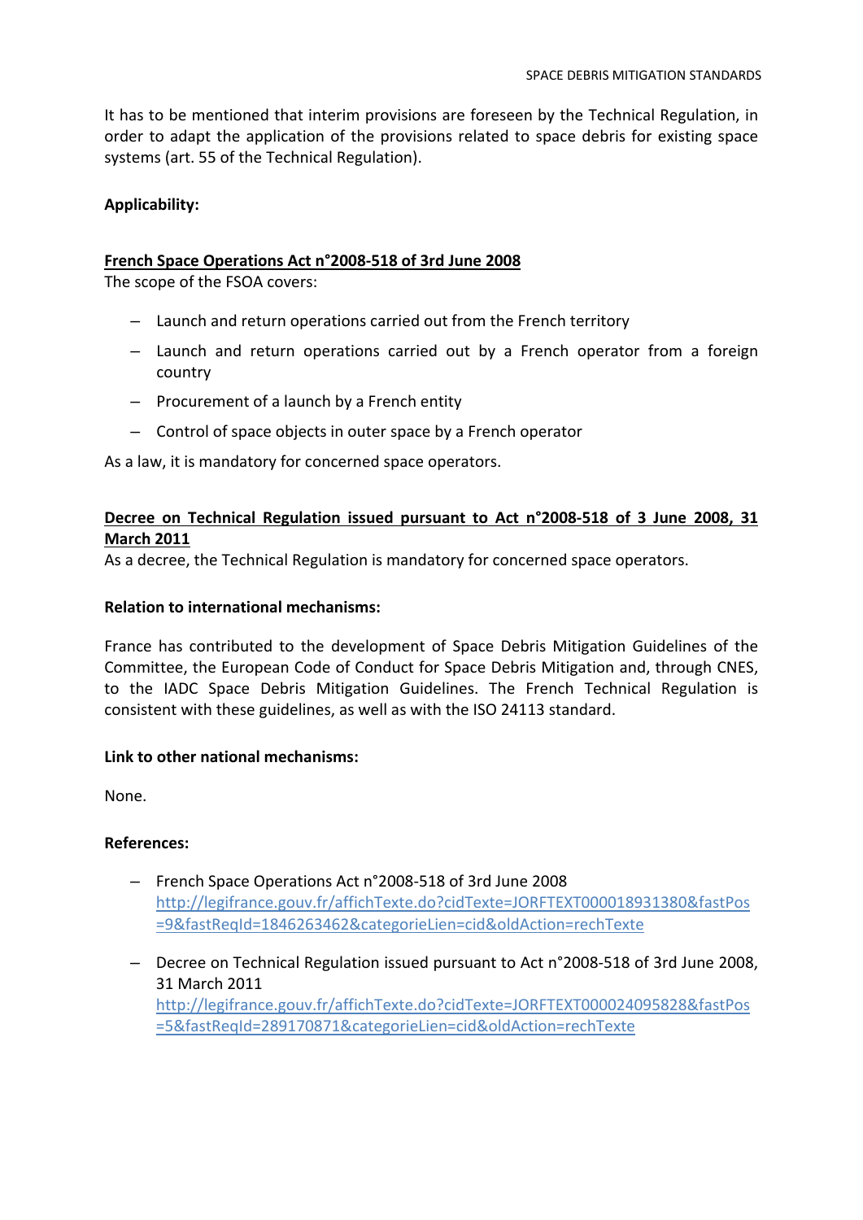It has to be mentioned that interim provisions are foreseen by the Technical Regulation, in order to adapt the application of the provisions related to space debris for existing space systems (art. 55 of the Technical Regulation).

**Applicability:**

**French Space Operations Act n°2008-518 of 3rd June 2008**

The scope of the FSOA covers:

- Launch and return operations carried out from the French territory
- Launch and return operations carried out by a French operator from a foreign country
- Procurement of a launch by a French entity
- Control of space objects in outer space by a French operator

As a law, it is mandatory for concerned space operators.

**Decree on Technical Regulation issued pursuant to Act n°2008-518 of 3 June 2008, 31 March 2011**

As a decree, the Technical Regulation is mandatory for concerned space operators.

**Relation to international mechanisms:**

France has contributed to the development of Space Debris Mitigation Guidelines of the Committee, the European Code of Conduct for Space Debris Mitigation and, through CNES, to the IADC Space Debris Mitigation Guidelines. The French Technical Regulation is consistent with these guidelines, as well as with the ISO 24113 standard.

**Link to other national mechanisms:**

None.

**References:**

- French Space Operations Act n°2008-518 of 3rd June 2008
  http://legifrance.gouv.fr/affichTexte.do?cidTexte=JORFTEXT000018931380&fastPos=9&fastReqId=1846263462&categorieLien=cid&oldAction=rechTexte
- Decree on Technical Regulation issued pursuant to Act n°2008-518 of 3rd June 2008, 31 March 2011
  http://legifrance.gouv.fr/affichTexte.do?cidTexte=JORFTEXT000024095828&fastPos=5&fastReqId=289170871&categorieLien=cid&oldAction=rechTexte